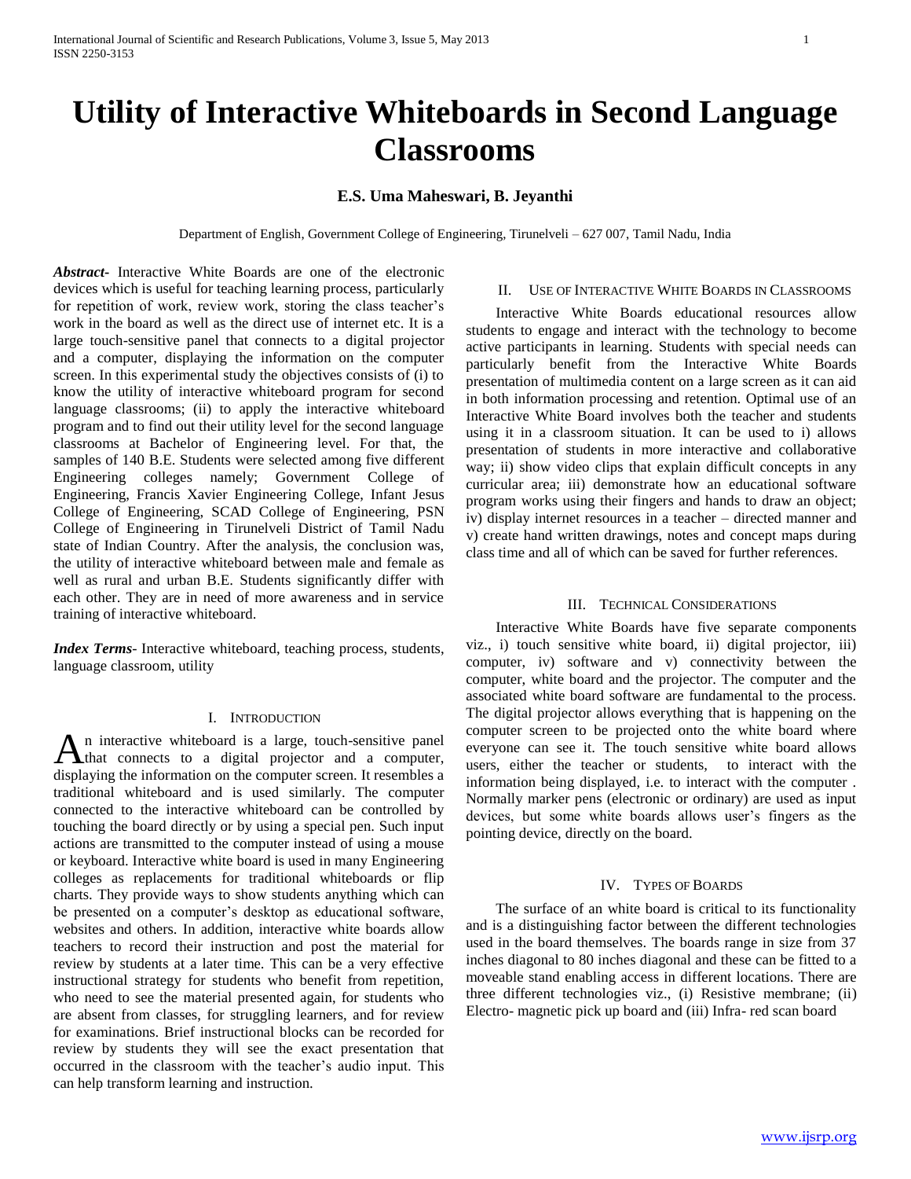# Utility of Interactive Whiteboards in Second Language Classrooms

**E.S. Uma Maheswari, B. Jeyanthi**

Department of English, Government College of Engineering, Tirunelveli – 627 007, Tamil Nadu, India

***Abstract***- Interactive White Boards are one of the electronic devices which is useful for teaching learning process, particularly for repetition of work, review work, storing the class teacher's work in the board as well as the direct use of internet etc. It is a large touch-sensitive panel that connects to a digital projector and a computer, displaying the information on the computer screen. In this experimental study the objectives consists of (i) to know the utility of interactive whiteboard program for second language classrooms; (ii) to apply the interactive whiteboard program and to find out their utility level for the second language classrooms at Bachelor of Engineering level. For that, the samples of 140 B.E. Students were selected among five different Engineering colleges namely; Government College of Engineering, Francis Xavier Engineering College, Infant Jesus College of Engineering, SCAD College of Engineering, PSN College of Engineering in Tirunelveli District of Tamil Nadu state of Indian Country. After the analysis, the conclusion was, the utility of interactive whiteboard between male and female as well as rural and urban B.E. Students significantly differ with each other. They are in need of more awareness and in service training of interactive whiteboard.

***Index Terms***- Interactive whiteboard, teaching process, students, language classroom, utility

## I. Introduction

An interactive whiteboard is a large, touch-sensitive panel that connects to a digital projector and a computer, displaying the information on the computer screen. It resembles a traditional whiteboard and is used similarly. The computer connected to the interactive whiteboard can be controlled by touching the board directly or by using a special pen. Such input actions are transmitted to the computer instead of using a mouse or keyboard. Interactive white board is used in many Engineering colleges as replacements for traditional whiteboards or flip charts. They provide ways to show students anything which can be presented on a computer's desktop as educational software, websites and others. In addition, interactive white boards allow teachers to record their instruction and post the material for review by students at a later time. This can be a very effective instructional strategy for students who benefit from repetition, who need to see the material presented again, for students who are absent from classes, for struggling learners, and for review for examinations. Brief instructional blocks can be recorded for review by students they will see the exact presentation that occurred in the classroom with the teacher's audio input. This can help transform learning and instruction.

## II. Use of Interactive White Boards in Classrooms

Interactive White Boards educational resources allow students to engage and interact with the technology to become active participants in learning. Students with special needs can particularly benefit from the Interactive White Boards presentation of multimedia content on a large screen as it can aid in both information processing and retention. Optimal use of an Interactive White Board involves both the teacher and students using it in a classroom situation. It can be used to i) allows presentation of students in more interactive and collaborative way; ii) show video clips that explain difficult concepts in any curricular area; iii) demonstrate how an educational software program works using their fingers and hands to draw an object; iv) display internet resources in a teacher – directed manner and v) create hand written drawings, notes and concept maps during class time and all of which can be saved for further references.

## III. Technical Considerations

Interactive White Boards have five separate components viz., i) touch sensitive white board, ii) digital projector, iii) computer, iv) software and v) connectivity between the computer, white board and the projector. The computer and the associated white board software are fundamental to the process. The digital projector allows everything that is happening on the computer screen to be projected onto the white board where everyone can see it. The touch sensitive white board allows users, either the teacher or students, to interact with the information being displayed, i.e. to interact with the computer . Normally marker pens (electronic or ordinary) are used as input devices, but some white boards allows user's fingers as the pointing device, directly on the board.

## IV. Types of Boards

The surface of an white board is critical to its functionality and is a distinguishing factor between the different technologies used in the board themselves. The boards range in size from 37 inches diagonal to 80 inches diagonal and these can be fitted to a moveable stand enabling access in different locations. There are three different technologies viz., (i) Resistive membrane; (ii) Electro- magnetic pick up board and (iii) Infra- red scan board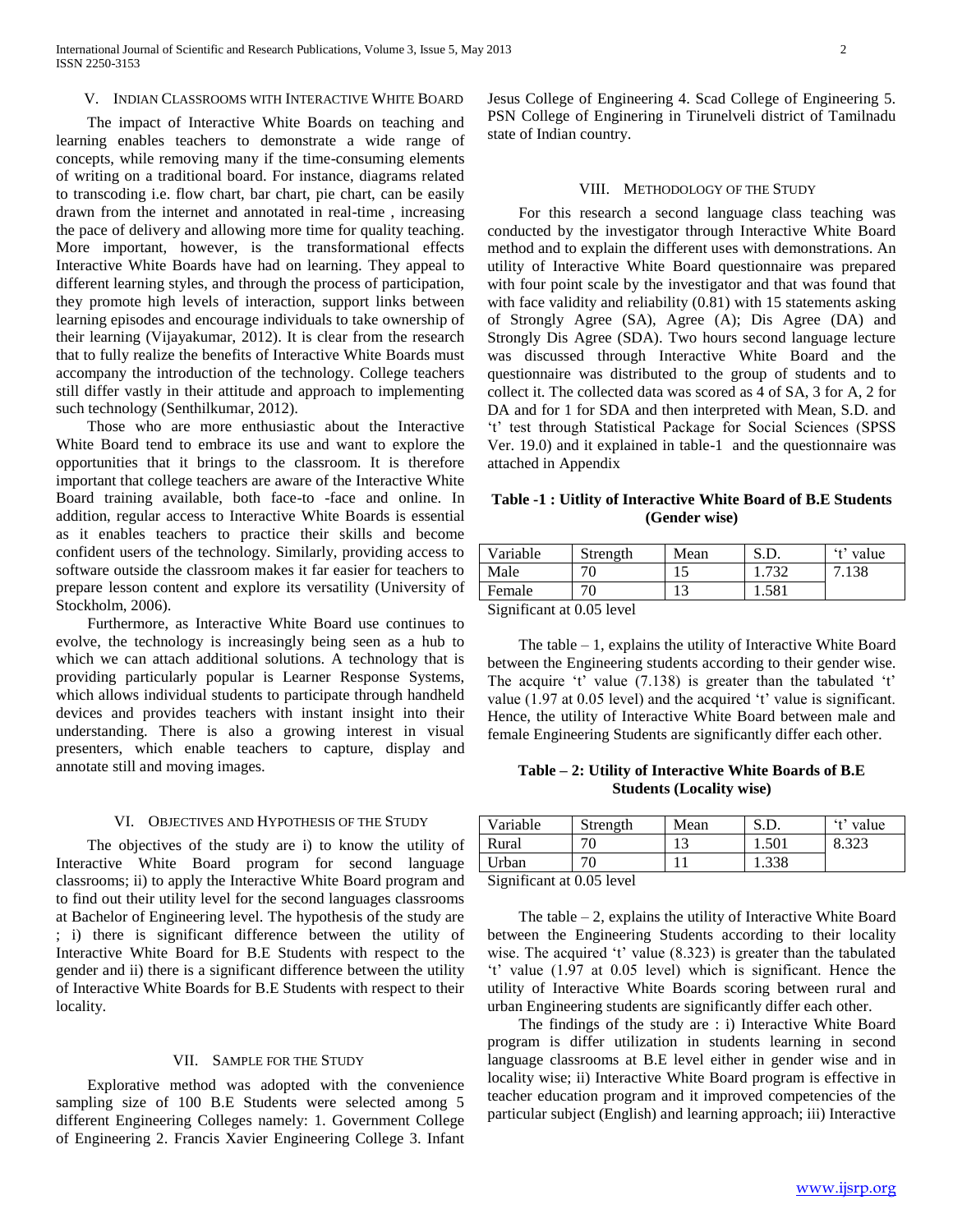## V. Indian Classrooms with Interactive White Board

The impact of Interactive White Boards on teaching and learning enables teachers to demonstrate a wide range of concepts, while removing many if the time-consuming elements of writing on a traditional board. For instance, diagrams related to transcoding i.e. flow chart, bar chart, pie chart, can be easily drawn from the internet and annotated in real-time , increasing the pace of delivery and allowing more time for quality teaching. More important, however, is the transformational effects Interactive White Boards have had on learning. They appeal to different learning styles, and through the process of participation, they promote high levels of interaction, support links between learning episodes and encourage individuals to take ownership of their learning (Vijayakumar, 2012). It is clear from the research that to fully realize the benefits of Interactive White Boards must accompany the introduction of the technology. College teachers still differ vastly in their attitude and approach to implementing such technology (Senthilkumar, 2012).

Those who are more enthusiastic about the Interactive White Board tend to embrace its use and want to explore the opportunities that it brings to the classroom. It is therefore important that college teachers are aware of the Interactive White Board training available, both face-to -face and online. In addition, regular access to Interactive White Boards is essential as it enables teachers to practice their skills and become confident users of the technology. Similarly, providing access to software outside the classroom makes it far easier for teachers to prepare lesson content and explore its versatility (University of Stockholm, 2006).

Furthermore, as Interactive White Board use continues to evolve, the technology is increasingly being seen as a hub to which we can attach additional solutions. A technology that is providing particularly popular is Learner Response Systems, which allows individual students to participate through handheld devices and provides teachers with instant insight into their understanding. There is also a growing interest in visual presenters, which enable teachers to capture, display and annotate still and moving images.

## VI. Objectives and Hypothesis of the Study

The objectives of the study are i) to know the utility of Interactive White Board program for second language classrooms; ii) to apply the Interactive White Board program and to find out their utility level for the second languages classrooms at Bachelor of Engineering level. The hypothesis of the study are ; i) there is significant difference between the utility of Interactive White Board for B.E Students with respect to the gender and ii) there is a significant difference between the utility of Interactive White Boards for B.E Students with respect to their locality.

## VII. Sample for the Study

Explorative method was adopted with the convenience sampling size of 100 B.E Students were selected among 5 different Engineering Colleges namely: 1. Government College of Engineering 2. Francis Xavier Engineering College 3. Infant Jesus College of Engineering 4. Scad College of Engineering 5. PSN College of Enginering in Tirunelveli district of Tamilnadu state of Indian country.

## VIII. Methodology of the Study

For this research a second language class teaching was conducted by the investigator through Interactive White Board method and to explain the different uses with demonstrations. An utility of Interactive White Board questionnaire was prepared with four point scale by the investigator and that was found that with face validity and reliability (0.81) with 15 statements asking of Strongly Agree (SA), Agree (A); Dis Agree (DA) and Strongly Dis Agree (SDA). Two hours second language lecture was discussed through Interactive White Board and the questionnaire was distributed to the group of students and to collect it. The collected data was scored as 4 of SA, 3 for A, 2 for DA and for 1 for SDA and then interpreted with Mean, S.D. and 't' test through Statistical Package for Social Sciences (SPSS Ver. 19.0) and it explained in table-1 and the questionnaire was attached in Appendix

**Table -1 : Uitlity of Interactive White Board of B.E Students (Gender wise)**

| Variable | Strength | Mean | S.D. | 't' value |
|---|---|---|---|---|
| Male | 70 | 15 | 1.732 | 7.138 |
| Female | 70 | 13 | 1.581 | |

Significant at 0.05 level

The table – 1, explains the utility of Interactive White Board between the Engineering students according to their gender wise. The acquire 't' value (7.138) is greater than the tabulated 't' value (1.97 at 0.05 level) and the acquired 't' value is significant. Hence, the utility of Interactive White Board between male and female Engineering Students are significantly differ each other.

**Table – 2: Utility of Interactive White Boards of B.E Students (Locality wise)**

| Variable | Strength | Mean | S.D. | 't' value |
|---|---|---|---|---|
| Rural | 70 | 13 | 1.501 | 8.323 |
| Urban | 70 | 11 | 1.338 | |

Significant at 0.05 level

The table – 2, explains the utility of Interactive White Board between the Engineering Students according to their locality wise. The acquired 't' value (8.323) is greater than the tabulated 't' value (1.97 at 0.05 level) which is significant. Hence the utility of Interactive White Boards scoring between rural and urban Engineering students are significantly differ each other.

The findings of the study are : i) Interactive White Board program is differ utilization in students learning in second language classrooms at B.E level either in gender wise and in locality wise; ii) Interactive White Board program is effective in teacher education program and it improved competencies of the particular subject (English) and learning approach; iii) Interactive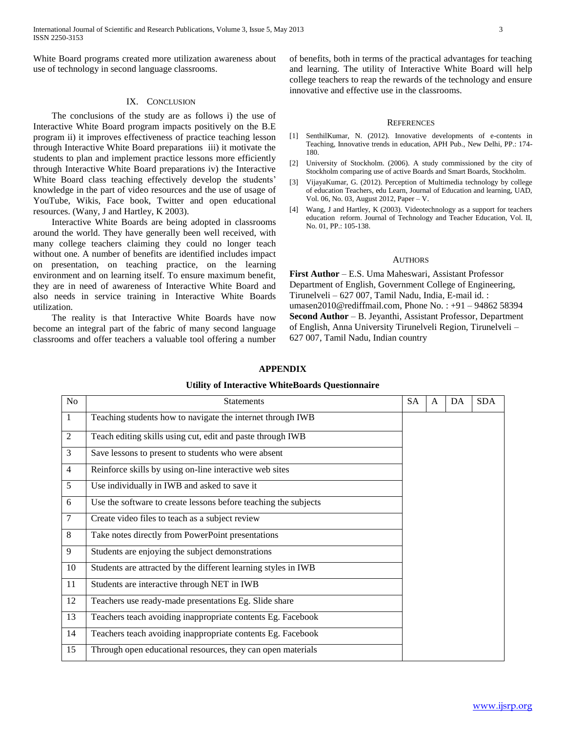White Board programs created more utilization awareness about use of technology in second language classrooms.

## IX. Conclusion

The conclusions of the study are as follows i) the use of Interactive White Board program impacts positively on the B.E program ii) it improves effectiveness of practice teaching lesson through Interactive White Board preparations iii) it motivate the students to plan and implement practice lessons more efficiently through Interactive White Board preparations iv) the Interactive White Board class teaching effectively develop the students' knowledge in the part of video resources and the use of usage of YouTube, Wikis, Face book, Twitter and open educational resources. (Wany, J and Hartley, K 2003).

Interactive White Boards are being adopted in classrooms around the world. They have generally been well received, with many college teachers claiming they could no longer teach without one. A number of benefits are identified includes impact on presentation, on teaching practice, on the learning environment and on learning itself. To ensure maximum benefit, they are in need of awareness of Interactive White Board and also needs in service training in Interactive White Boards utilization.

The reality is that Interactive White Boards have now become an integral part of the fabric of many second language classrooms and offer teachers a valuable tool offering a number of benefits, both in terms of the practical advantages for teaching and learning. The utility of Interactive White Board will help college teachers to reap the rewards of the technology and ensure innovative and effective use in the classrooms.

## References

[1] SenthilKumar, N. (2012). Innovative developments of e-contents in Teaching, Innovative trends in education, APH Pub., New Delhi, PP.: 174-180.

[2] University of Stockholm. (2006). A study commissioned by the city of Stockholm comparing use of active Boards and Smart Boards, Stockholm.

[3] VijayaKumar, G. (2012). Perception of Multimedia technology by college of education Teachers, edu Learn, Journal of Education and learning, UAD, Vol. 06, No. 03, August 2012, Paper – V.

[4] Wang, J and Hartley, K (2003). Videotechnology as a support for teachers education reform. Journal of Technology and Teacher Education, Vol. II, No. 01, PP.: 105-138.

## Authors

**First Author** – E.S. Uma Maheswari, Assistant Professor Department of English, Government College of Engineering, Tirunelveli – 627 007, Tamil Nadu, India, E-mail id. : umasen2010@rediffmail.com, Phone No. : +91 – 94862 58394

**Second Author** – B. Jeyanthi, Assistant Professor, Department of English, Anna University Tirunelveli Region, Tirunelveli – 627 007, Tamil Nadu, Indian country

## APPENDIX

### Utility of Interactive WhiteBoards Questionnaire

| No | Statements | SA | A | DA | SDA |
|---|---|---|---|---|---|
| 1 | Teaching students how to navigate the internet through IWB | | | | |
| 2 | Teach editing skills using cut, edit and paste through IWB | | | | |
| 3 | Save lessons to present to students who were absent | | | | |
| 4 | Reinforce skills by using on-line interactive web sites | | | | |
| 5 | Use individually in IWB and asked to save it | | | | |
| 6 | Use the software to create lessons before teaching the subjects | | | | |
| 7 | Create video files to teach as a subject review | | | | |
| 8 | Take notes directly from PowerPoint presentations | | | | |
| 9 | Students are enjoying the subject demonstrations | | | | |
| 10 | Students are attracted by the different learning styles in IWB | | | | |
| 11 | Students are interactive through NET in IWB | | | | |
| 12 | Teachers use ready-made presentations Eg. Slide share | | | | |
| 13 | Teachers teach avoiding inappropriate contents Eg. Facebook | | | | |
| 14 | Teachers teach avoiding inappropriate contents Eg. Facebook | | | | |
| 15 | Through open educational resources, they can open materials | | | | |